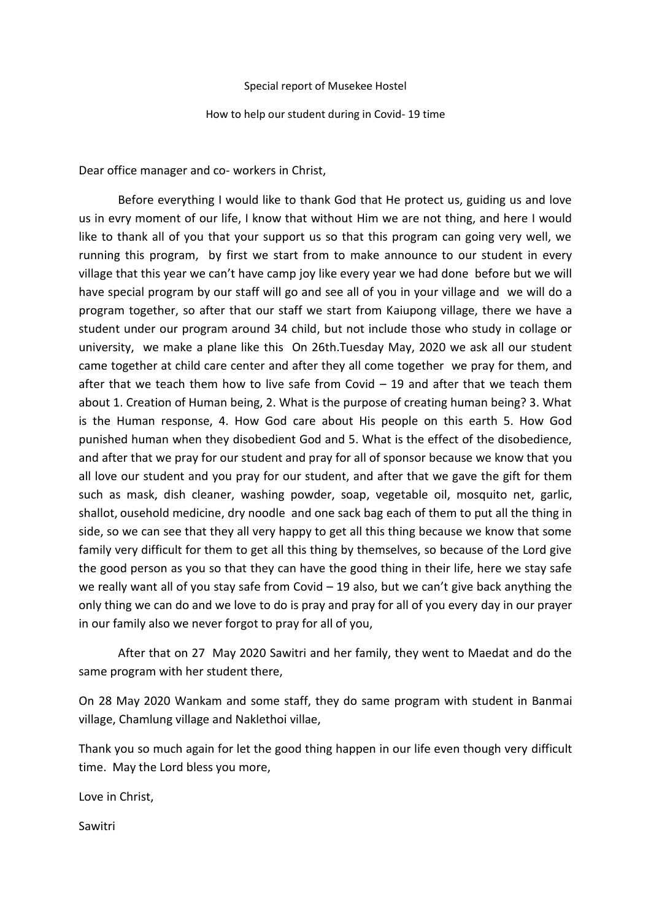Special report of Musekee Hostel

How to help our student during in Covid- 19 time

Dear office manager and co- workers in Christ,

Before everything I would like to thank God that He protect us, guiding us and love us in evry moment of our life, I know that without Him we are not thing, and here I would like to thank all of you that your support us so that this program can going very well, we running this program, by first we start from to make announce to our student in every village that this year we can't have camp joy like every year we had done before but we will have special program by our staff will go and see all of you in your village and we will do a program together, so after that our staff we start from Kaiupong village, there we have a student under our program around 34 child, but not include those who study in collage or university, we make a plane like this On 26th.Tuesday May, 2020 we ask all our student came together at child care center and after they all come together we pray for them, and after that we teach them how to live safe from Covid – 19 and after that we teach them about 1. Creation of Human being, 2. What is the purpose of creating human being? 3. What is the Human response, 4. How God care about His people on this earth 5. How God punished human when they disobedient God and 5. What is the effect of the disobedience, and after that we pray for our student and pray for all of sponsor because we know that you all love our student and you pray for our student, and after that we gave the gift for them such as mask, dish cleaner, washing powder, soap, vegetable oil, mosquito net, garlic, shallot, ousehold medicine, dry noodle and one sack bag each of them to put all the thing in side, so we can see that they all very happy to get all this thing because we know that some family very difficult for them to get all this thing by themselves, so because of the Lord give the good person as you so that they can have the good thing in their life, here we stay safe we really want all of you stay safe from Covid – 19 also, but we can't give back anything the only thing we can do and we love to do is pray and pray for all of you every day in our prayer in our family also we never forgot to pray for all of you,

After that on 27 May 2020 Sawitri and her family, they went to Maedat and do the same program with her student there,

On 28 May 2020 Wankam and some staff, they do same program with student in Banmai village, Chamlung village and Naklethoi villae,

Thank you so much again for let the good thing happen in our life even though very difficult time. May the Lord bless you more,

Love in Christ,

Sawitri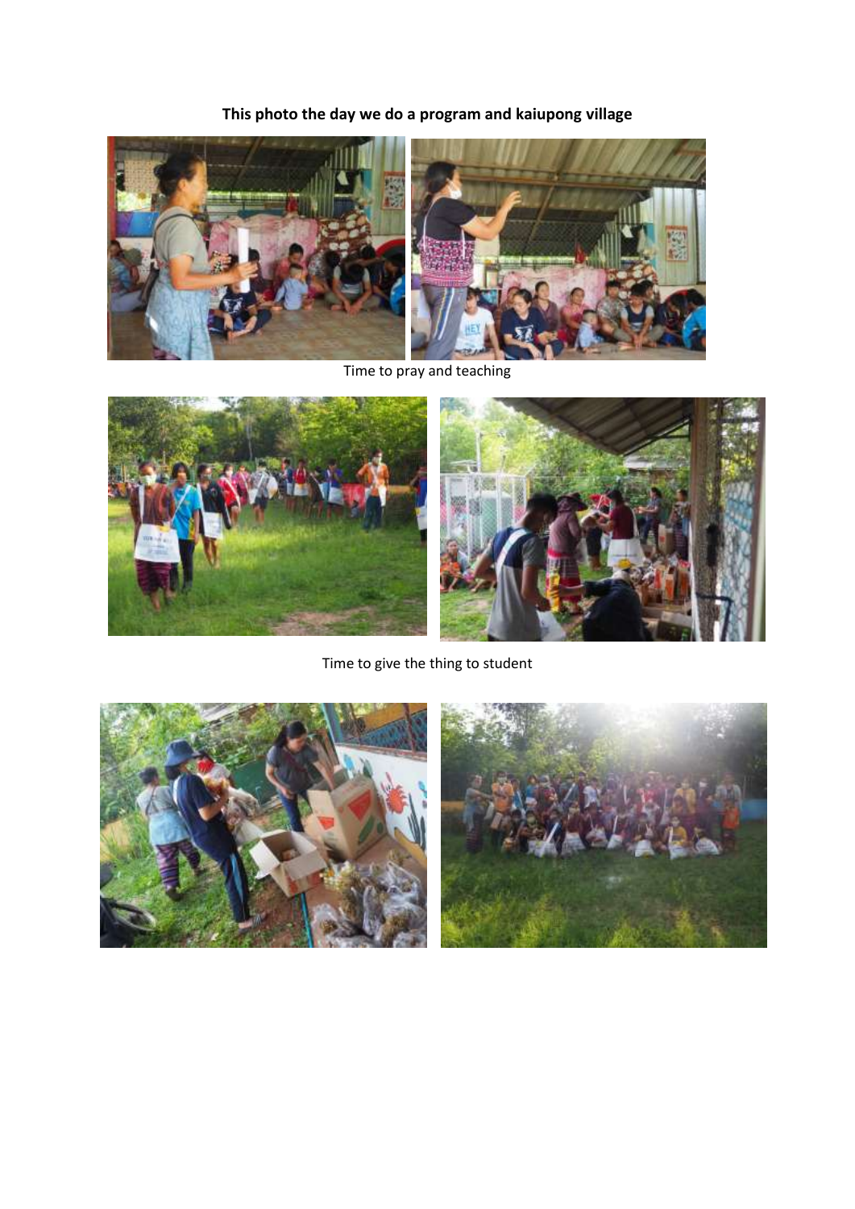**This photo the day we do a program and kaiupong village**

Time to pray and teaching

Time to give the thing to student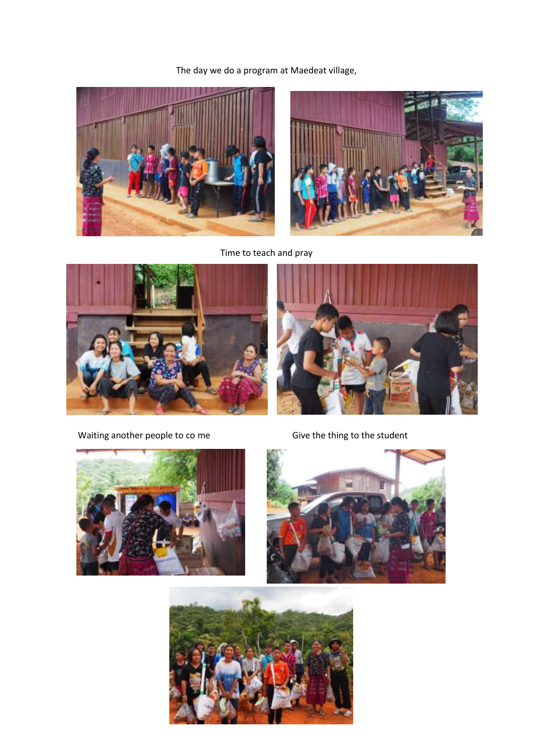The day we do a program at Maedeat village,

Time to teach and pray

Waiting another people to co me

Give the thing to the student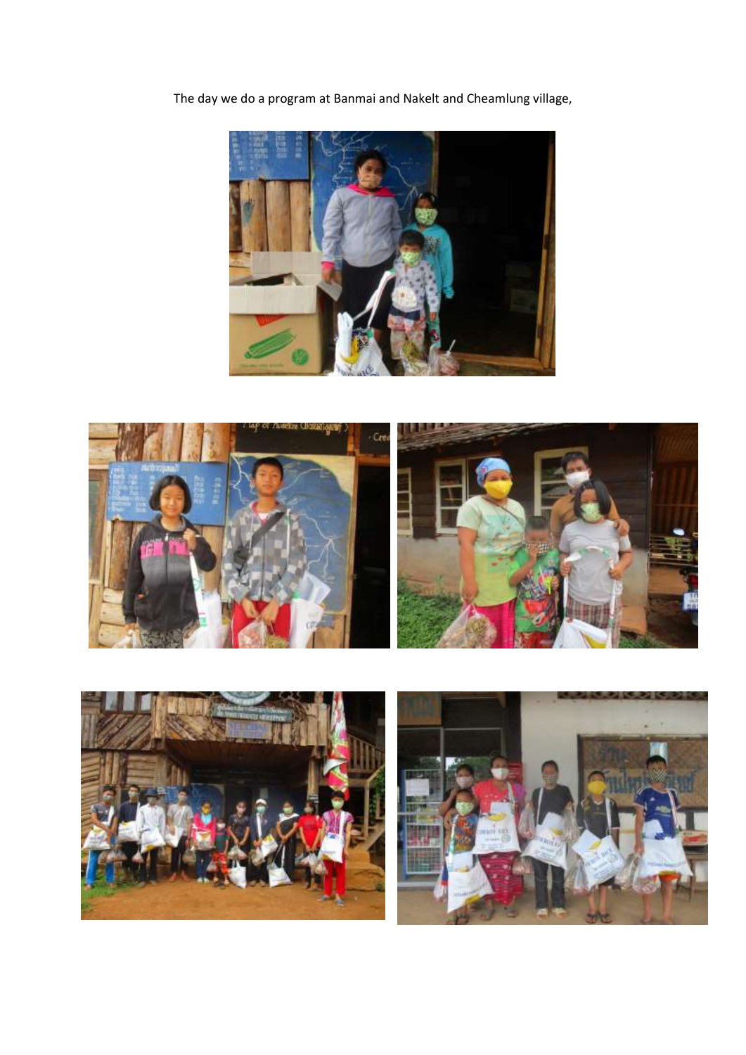The day we do a program at Banmai and Nakelt and Cheamlung village,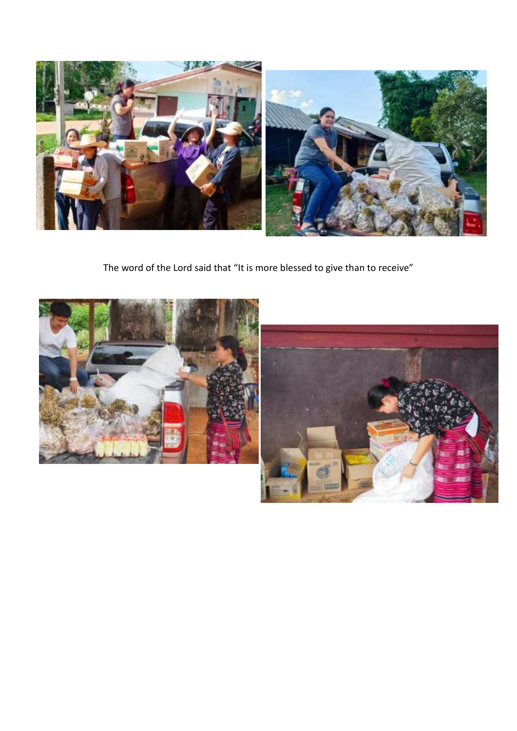The word of the Lord said that “It is more blessed to give than to receive”